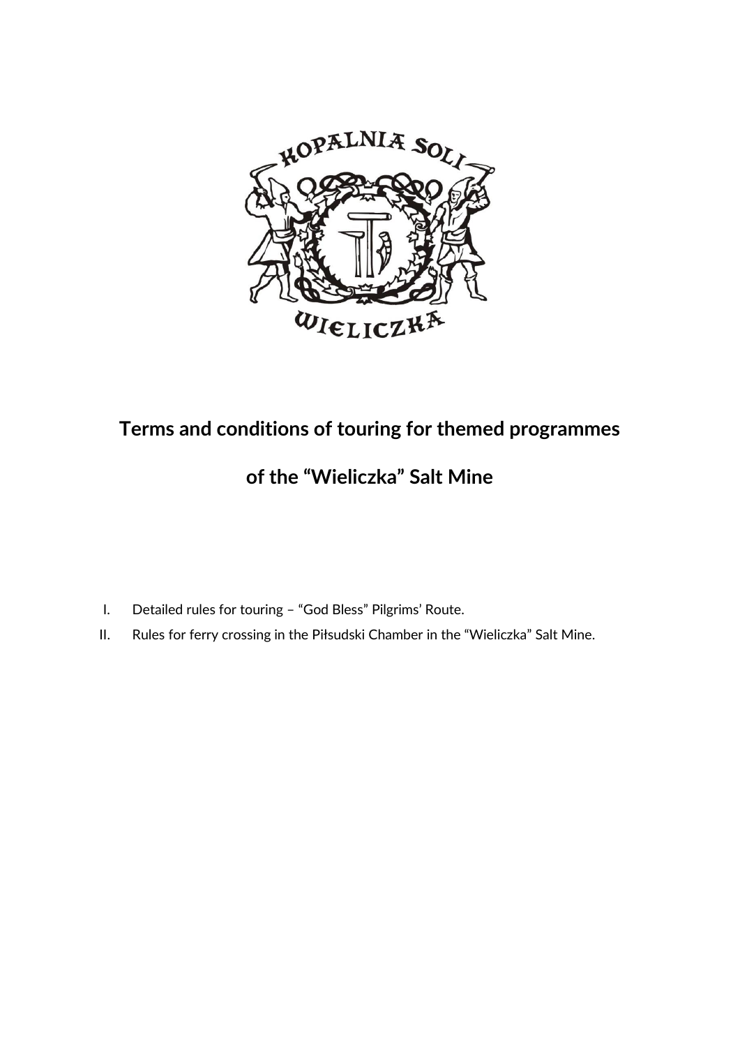# Terms and conditions of touring for themed programmes of the "Wieliczka" Salt Mine

I. Detailed rules for touring – "God Bless" Pilgrims' Route.

II. Rules for ferry crossing in the Piłsudski Chamber in the "Wieliczka" Salt Mine.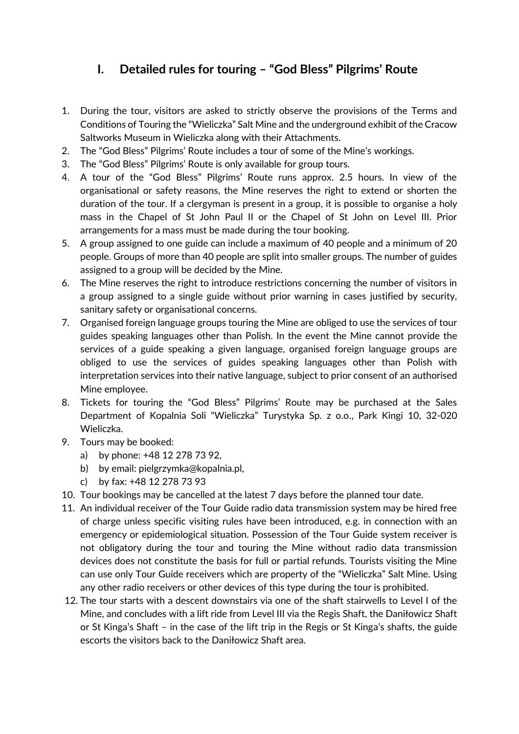# I. Detailed rules for touring – "God Bless" Pilgrims' Route

1. During the tour, visitors are asked to strictly observe the provisions of the Terms and Conditions of Touring the "Wieliczka" Salt Mine and the underground exhibit of the Cracow Saltworks Museum in Wieliczka along with their Attachments.
2. The "God Bless" Pilgrims' Route includes a tour of some of the Mine's workings.
3. The "God Bless" Pilgrims' Route is only available for group tours.
4. A tour of the "God Bless" Pilgrims' Route runs approx. 2.5 hours. In view of the organisational or safety reasons, the Mine reserves the right to extend or shorten the duration of the tour. If a clergyman is present in a group, it is possible to organise a holy mass in the Chapel of St John Paul II or the Chapel of St John on Level III. Prior arrangements for a mass must be made during the tour booking.
5. A group assigned to one guide can include a maximum of 40 people and a minimum of 20 people. Groups of more than 40 people are split into smaller groups. The number of guides assigned to a group will be decided by the Mine.
6. The Mine reserves the right to introduce restrictions concerning the number of visitors in a group assigned to a single guide without prior warning in cases justified by security, sanitary safety or organisational concerns.
7. Organised foreign language groups touring the Mine are obliged to use the services of tour guides speaking languages other than Polish. In the event the Mine cannot provide the services of a guide speaking a given language, organised foreign language groups are obliged to use the services of guides speaking languages other than Polish with interpretation services into their native language, subject to prior consent of an authorised Mine employee.
8. Tickets for touring the "God Bless" Pilgrims' Route may be purchased at the Sales Department of Kopalnia Soli "Wieliczka" Turystyka Sp. z o.o., Park Kingi 10, 32-020 Wieliczka.
9. Tours may be booked:
   a) by phone: +48 12 278 73 92,
   b) by email: pielgrzymka@kopalnia.pl,
   c) by fax: +48 12 278 73 93
10. Tour bookings may be cancelled at the latest 7 days before the planned tour date.
11. An individual receiver of the Tour Guide radio data transmission system may be hired free of charge unless specific visiting rules have been introduced, e.g. in connection with an emergency or epidemiological situation. Possession of the Tour Guide system receiver is not obligatory during the tour and touring the Mine without radio data transmission devices does not constitute the basis for full or partial refunds. Tourists visiting the Mine can use only Tour Guide receivers which are property of the "Wieliczka" Salt Mine. Using any other radio receivers or other devices of this type during the tour is prohibited.
12. The tour starts with a descent downstairs via one of the shaft stairwells to Level I of the Mine, and concludes with a lift ride from Level III via the Regis Shaft, the Daniłowicz Shaft or St Kinga's Shaft – in the case of the lift trip in the Regis or St Kinga's shafts, the guide escorts the visitors back to the Daniłowicz Shaft area.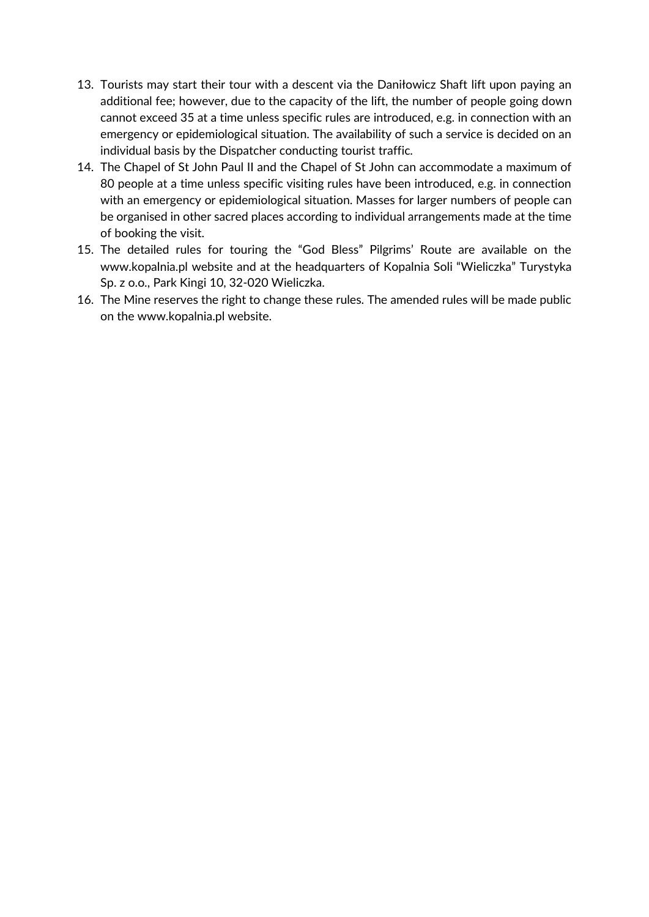13. Tourists may start their tour with a descent via the Daniłowicz Shaft lift upon paying an additional fee; however, due to the capacity of the lift, the number of people going down cannot exceed 35 at a time unless specific rules are introduced, e.g. in connection with an emergency or epidemiological situation. The availability of such a service is decided on an individual basis by the Dispatcher conducting tourist traffic.
14. The Chapel of St John Paul II and the Chapel of St John can accommodate a maximum of 80 people at a time unless specific visiting rules have been introduced, e.g. in connection with an emergency or epidemiological situation. Masses for larger numbers of people can be organised in other sacred places according to individual arrangements made at the time of booking the visit.
15. The detailed rules for touring the "God Bless" Pilgrims' Route are available on the www.kopalnia.pl website and at the headquarters of Kopalnia Soli "Wieliczka" Turystyka Sp. z o.o., Park Kingi 10, 32-020 Wieliczka.
16. The Mine reserves the right to change these rules. The amended rules will be made public on the www.kopalnia.pl website.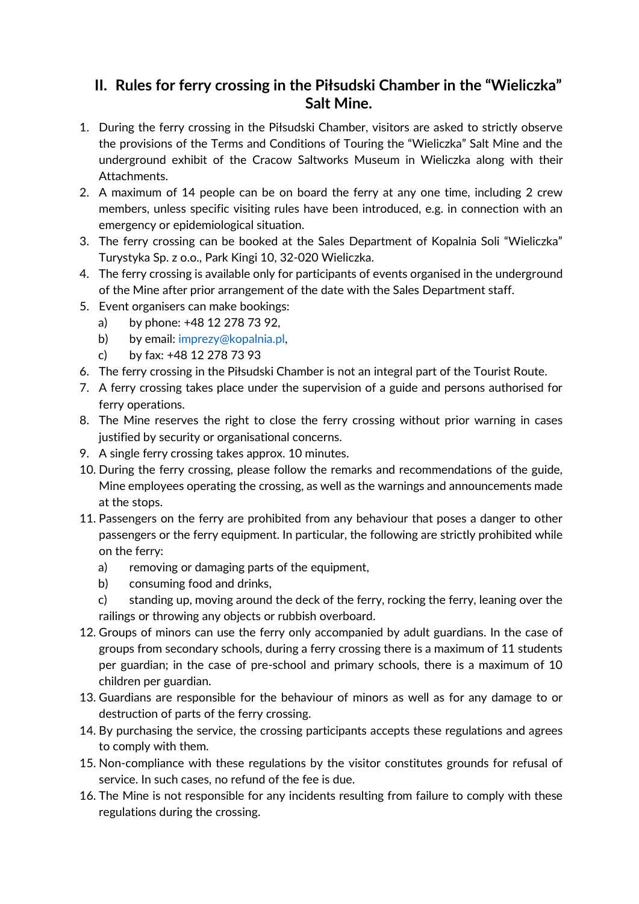## II. Rules for ferry crossing in the Piłsudski Chamber in the "Wieliczka" Salt Mine.

1. During the ferry crossing in the Piłsudski Chamber, visitors are asked to strictly observe the provisions of the Terms and Conditions of Touring the "Wieliczka" Salt Mine and the underground exhibit of the Cracow Saltworks Museum in Wieliczka along with their Attachments.
2. A maximum of 14 people can be on board the ferry at any one time, including 2 crew members, unless specific visiting rules have been introduced, e.g. in connection with an emergency or epidemiological situation.
3. The ferry crossing can be booked at the Sales Department of Kopalnia Soli "Wieliczka" Turystyka Sp. z o.o., Park Kingi 10, 32-020 Wieliczka.
4. The ferry crossing is available only for participants of events organised in the underground of the Mine after prior arrangement of the date with the Sales Department staff.
5. Event organisers can make bookings:
   a) by phone: +48 12 278 73 92,
   b) by email: imprezy@kopalnia.pl,
   c) by fax: +48 12 278 73 93
6. The ferry crossing in the Piłsudski Chamber is not an integral part of the Tourist Route.
7. A ferry crossing takes place under the supervision of a guide and persons authorised for ferry operations.
8. The Mine reserves the right to close the ferry crossing without prior warning in cases justified by security or organisational concerns.
9. A single ferry crossing takes approx. 10 minutes.
10. During the ferry crossing, please follow the remarks and recommendations of the guide, Mine employees operating the crossing, as well as the warnings and announcements made at the stops.
11. Passengers on the ferry are prohibited from any behaviour that poses a danger to other passengers or the ferry equipment. In particular, the following are strictly prohibited while on the ferry:
    a) removing or damaging parts of the equipment,
    b) consuming food and drinks,
    c) standing up, moving around the deck of the ferry, rocking the ferry, leaning over the railings or throwing any objects or rubbish overboard.
12. Groups of minors can use the ferry only accompanied by adult guardians. In the case of groups from secondary schools, during a ferry crossing there is a maximum of 11 students per guardian; in the case of pre-school and primary schools, there is a maximum of 10 children per guardian.
13. Guardians are responsible for the behaviour of minors as well as for any damage to or destruction of parts of the ferry crossing.
14. By purchasing the service, the crossing participants accepts these regulations and agrees to comply with them.
15. Non-compliance with these regulations by the visitor constitutes grounds for refusal of service. In such cases, no refund of the fee is due.
16. The Mine is not responsible for any incidents resulting from failure to comply with these regulations during the crossing.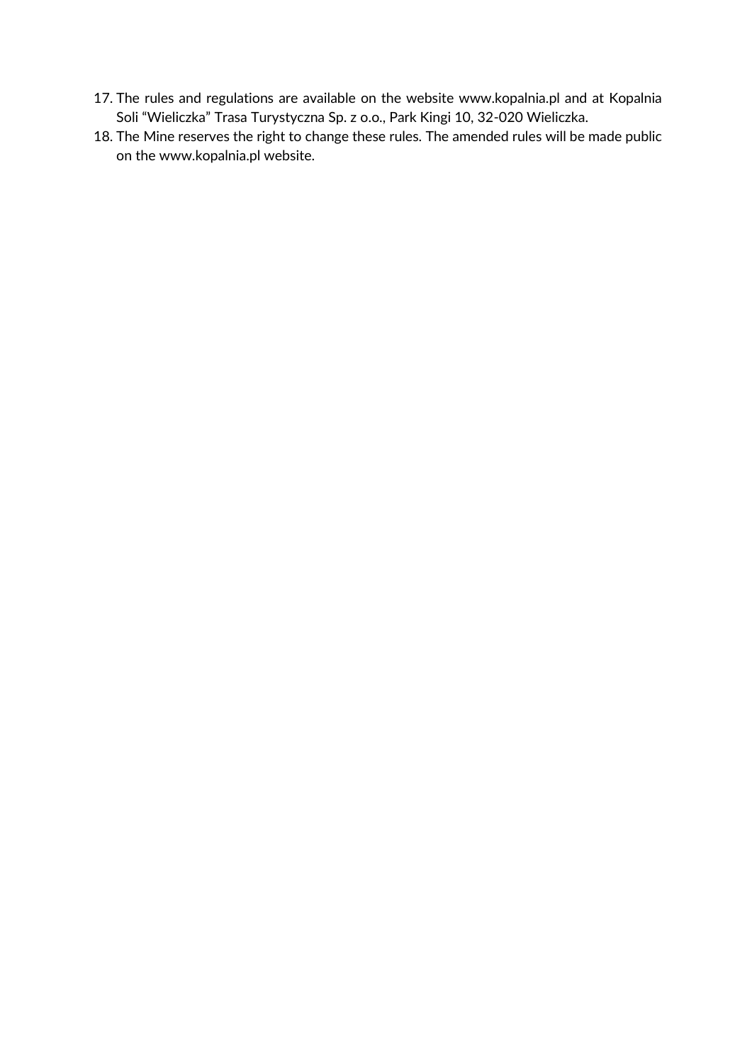17. The rules and regulations are available on the website www.kopalnia.pl and at Kopalnia Soli “Wieliczka” Trasa Turystyczna Sp. z o.o., Park Kingi 10, 32-020 Wieliczka.
18. The Mine reserves the right to change these rules. The amended rules will be made public on the www.kopalnia.pl website.